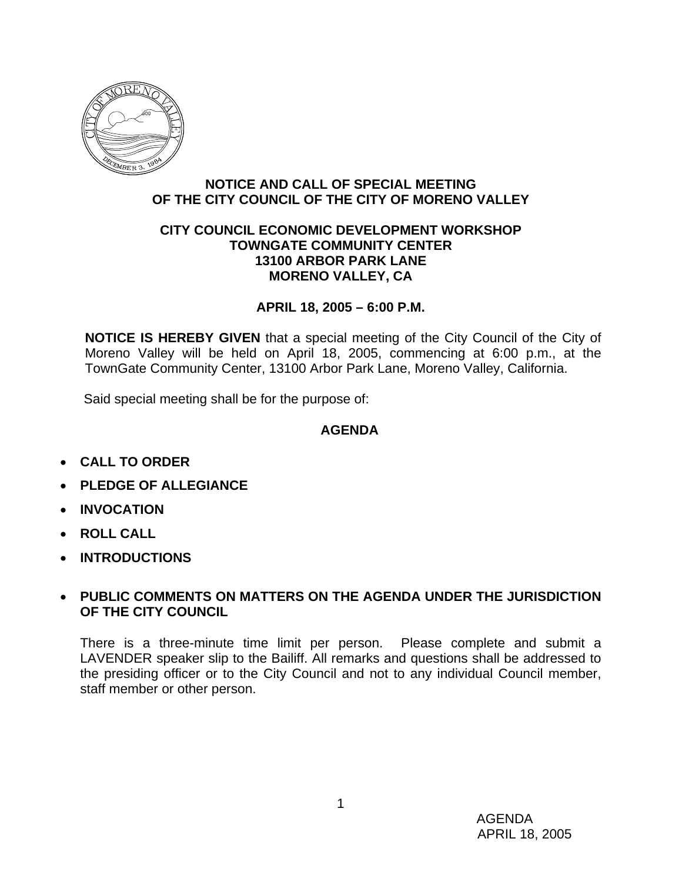# NOTICE AND CALL OF SPECIAL MEETING OF THE CITY COUNCIL OF THE CITY OF MORENO VALLEY

## CITY COUNCIL ECONOMIC DEVELOPMENT WORKSHOP
## TOWNGATE COMMUNITY CENTER
## 13100 ARBOR PARK LANE
## MORENO VALLEY, CA

## APRIL 18, 2005 – 6:00 P.M.

**NOTICE IS HEREBY GIVEN** that a special meeting of the City Council of the City of Moreno Valley will be held on April 18, 2005, commencing at 6:00 p.m., at the TownGate Community Center, 13100 Arbor Park Lane, Moreno Valley, California.

Said special meeting shall be for the purpose of:

## AGENDA

- **CALL TO ORDER**
- **PLEDGE OF ALLEGIANCE**
- **INVOCATION**
- **ROLL CALL**
- **INTRODUCTIONS**

- **PUBLIC COMMENTS ON MATTERS ON THE AGENDA UNDER THE JURISDICTION OF THE CITY COUNCIL**

  There is a three-minute time limit per person. Please complete and submit a LAVENDER speaker slip to the Bailiff. All remarks and questions shall be addressed to the presiding officer or to the City Council and not to any individual Council member, staff member or other person.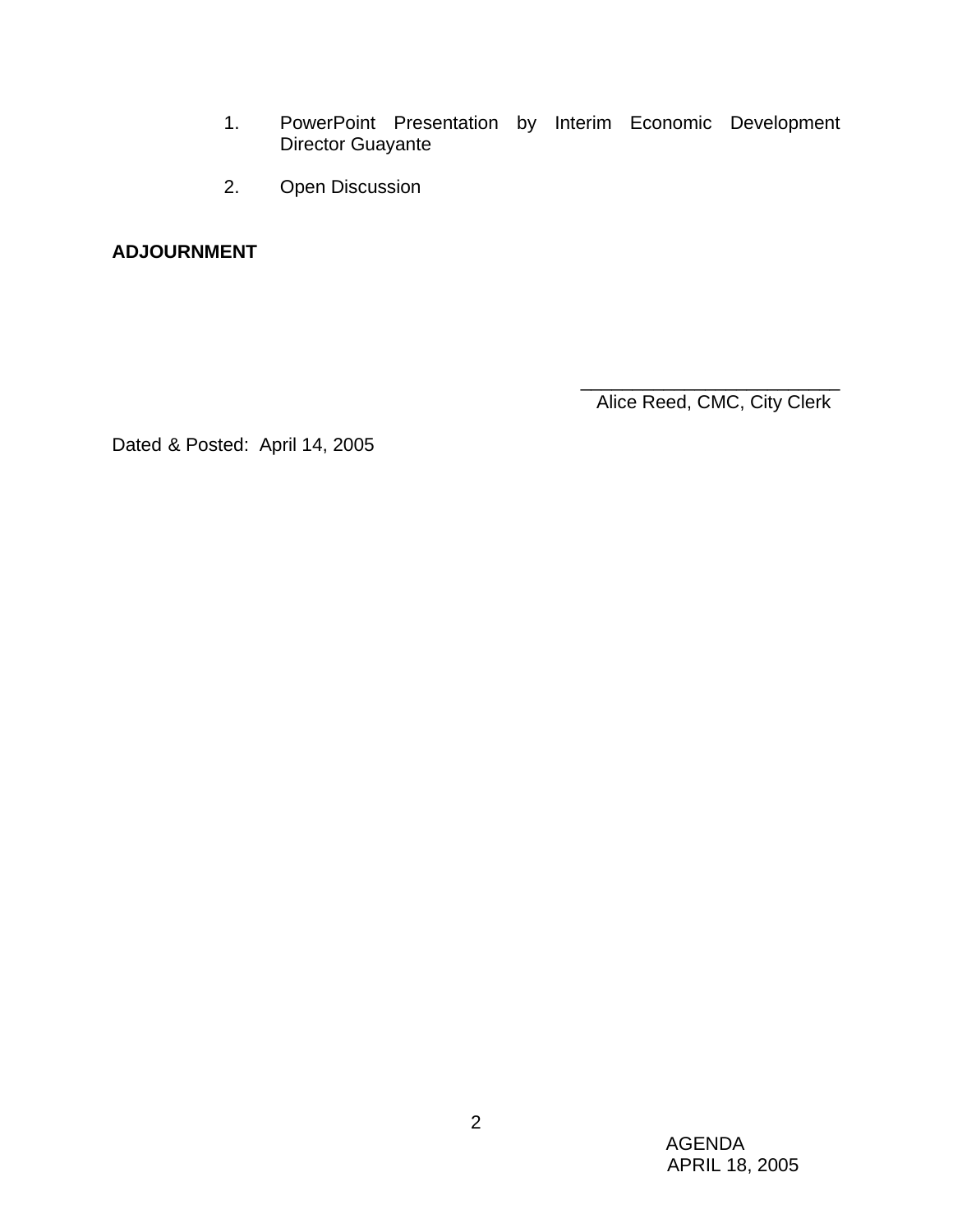1. PowerPoint Presentation by Interim Economic Development Director Guayante

2. Open Discussion

**ADJOURNMENT**

\_\_\_\_\_\_\_\_\_\_\_\_\_\_\_\_\_\_\_\_\_\_\_\_\_\_
Alice Reed, CMC, City Clerk

Dated & Posted: April 14, 2005